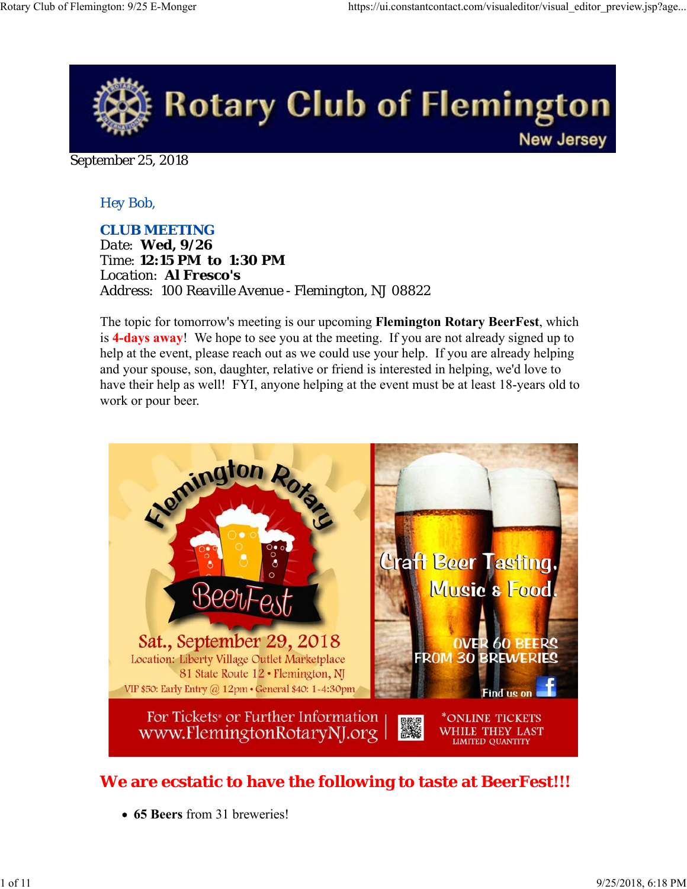# Rotary Club of Flemington

New Jersey

September 25, 2018

Hey Bob,

**CLUB MEETING**

Date: **Wed, 9/26**
Time: **12:15 PM to 1:30 PM**
Location: **Al Fresco's**
Address: 100 Reaville Avenue - Flemington, NJ 08822

The topic for tomorrow's meeting is our upcoming **Flemington Rotary BeerFest**, which is **4-days away**! We hope to see you at the meeting. If you are not already signed up to help at the event, please reach out as we could use your help. If you are already helping and your spouse, son, daughter, relative or friend is interested in helping, we'd love to have their help as well! FYI, anyone helping at the event must be at least 18-years old to work or pour beer.

Flemington Rotary BeerFest

Sat., September 29, 2018
Location: Liberty Village Outlet Marketplace
81 State Route 12 • Flemington, NJ
VIP $50: Early Entry @ 12pm • General $40: 1-4:30pm

Craft Beer Tasting, Music & Food.

OVER 60 BEERS FROM 30 BREWERIES

Find us on Facebook

For Tickets* or Further Information
www.FlemingtonRotaryNJ.org

*ONLINE TICKETS WHILE THEY LAST
LIMITED QUANTITY

## We are ecstatic to have the following to taste at BeerFest!!!

- **65 Beers** from 31 breweries!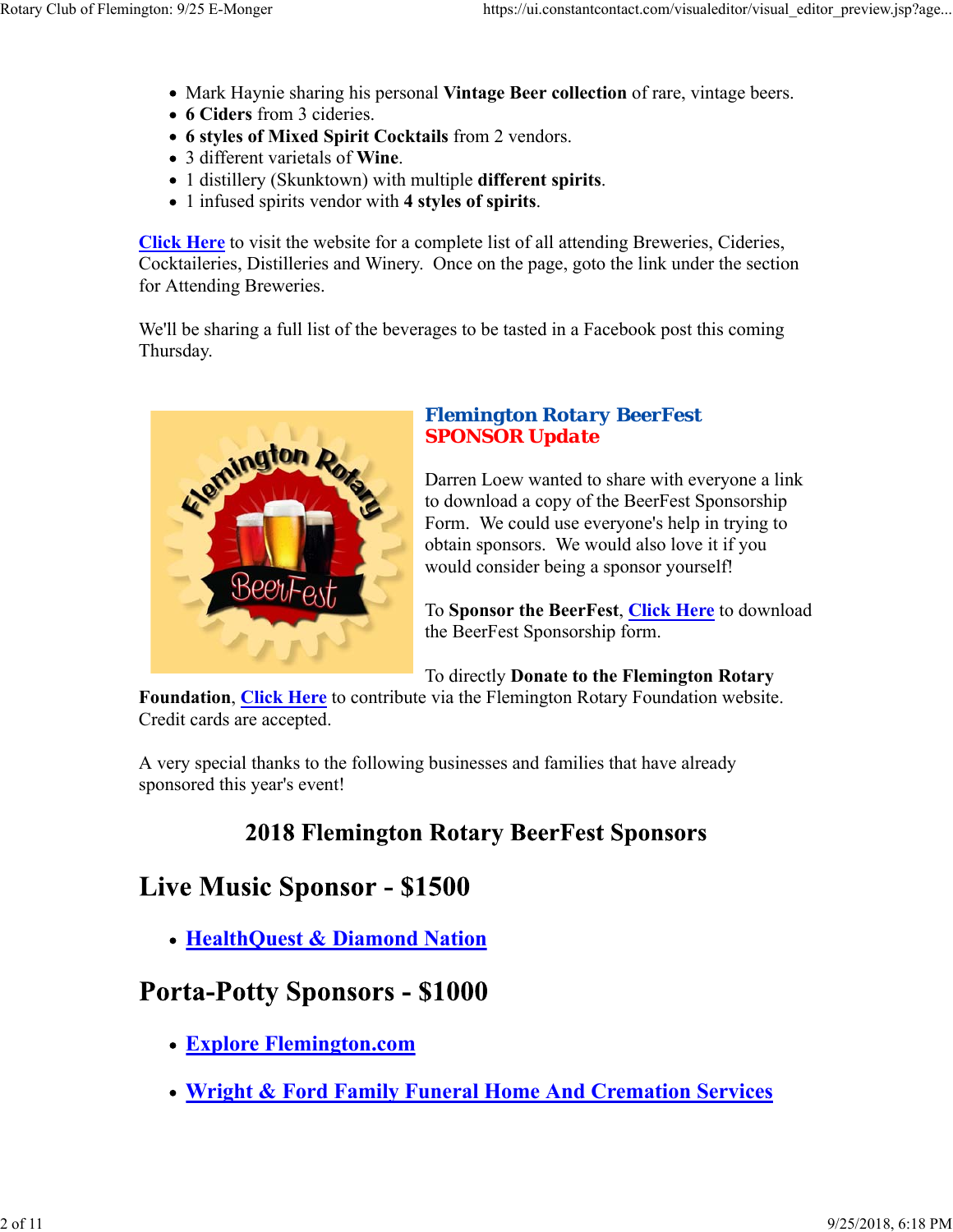- Mark Haynie sharing his personal **Vintage Beer collection** of rare, vintage beers.
- **6 Ciders** from 3 cideries.
- **6 styles of Mixed Spirit Cocktails** from 2 vendors.
- 3 different varietals of **Wine**.
- 1 distillery (Skunktown) with multiple **different spirits**.
- 1 infused spirits vendor with **4 styles of spirits**.

**Click Here** to visit the website for a complete list of all attending Breweries, Cideries, Cocktaileries, Distilleries and Winery. Once on the page, goto the link under the section for Attending Breweries.

We'll be sharing a full list of the beverages to be tasted in a Facebook post this coming Thursday.

### Flemington Rotary BeerFest
### SPONSOR Update

Darren Loew wanted to share with everyone a link to download a copy of the BeerFest Sponsorship Form. We could use everyone's help in trying to obtain sponsors. We would also love it if you would consider being a sponsor yourself!

To **Sponsor the BeerFest**, **Click Here** to download the BeerFest Sponsorship form.

To directly **Donate to the Flemington Rotary Foundation**, **Click Here** to contribute via the Flemington Rotary Foundation website. Credit cards are accepted.

A very special thanks to the following businesses and families that have already sponsored this year's event!

## 2018 Flemington Rotary BeerFest Sponsors

# Live Music Sponsor - $1500

- **HealthQuest & Diamond Nation**

# Porta-Potty Sponsors - $1000

- **Explore Flemington.com**
- **Wright & Ford Family Funeral Home And Cremation Services**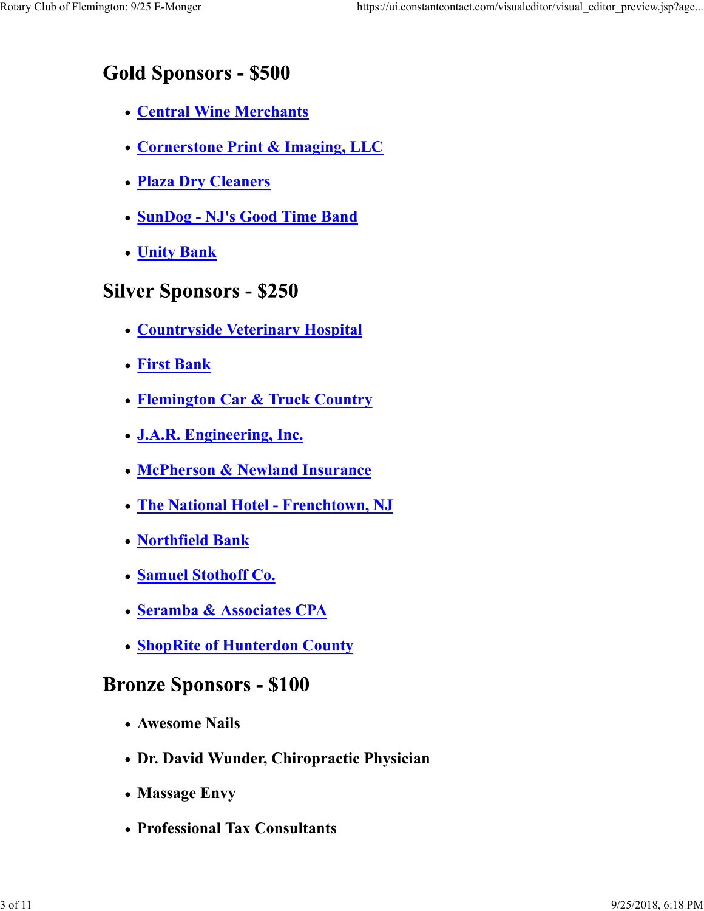## Gold Sponsors - $500

- **Central Wine Merchants**
- **Cornerstone Print & Imaging, LLC**
- **Plaza Dry Cleaners**
- **SunDog - NJ's Good Time Band**
- **Unity Bank**

## Silver Sponsors - $250

- **Countryside Veterinary Hospital**
- **First Bank**
- **Flemington Car & Truck Country**
- **J.A.R. Engineering, Inc.**
- **McPherson & Newland Insurance**
- **The National Hotel - Frenchtown, NJ**
- **Northfield Bank**
- **Samuel Stothoff Co.**
- **Seramba & Associates CPA**
- **ShopRite of Hunterdon County**

## Bronze Sponsors - $100

- **Awesome Nails**
- **Dr. David Wunder, Chiropractic Physician**
- **Massage Envy**
- **Professional Tax Consultants**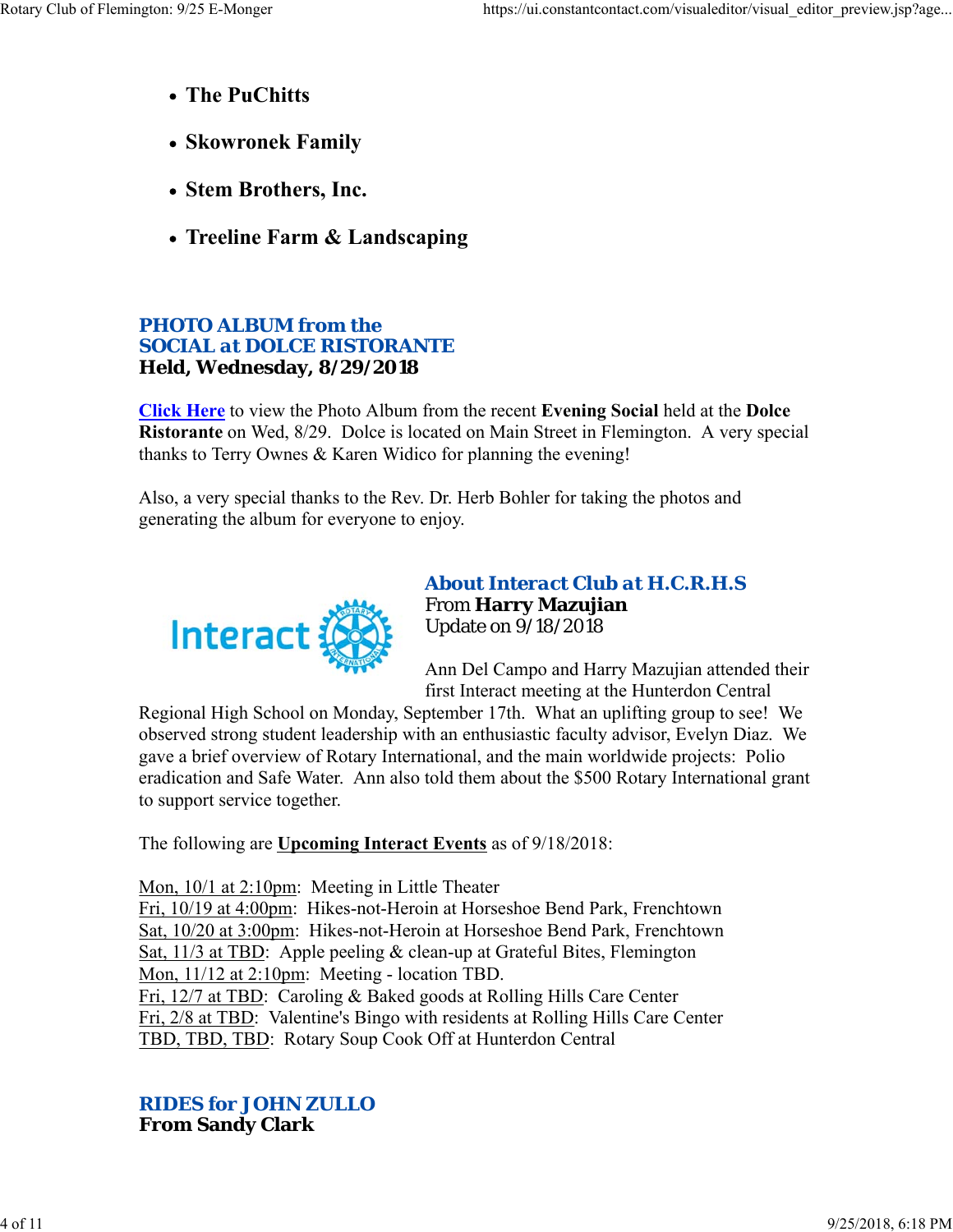- **The PuChitts**
- **Skowronek Family**
- **Stem Brothers, Inc.**
- **Treeline Farm & Landscaping**

## PHOTO ALBUM from the SOCIAL at DOLCE RISTORANTE
**Held, Wednesday, 8/29/2018**

Click Here to view the Photo Album from the recent **Evening Social** held at the **Dolce Ristorante** on Wed, 8/29. Dolce is located on Main Street in Flemington. A very special thanks to Terry Ownes & Karen Widico for planning the evening!

Also, a very special thanks to the Rev. Dr. Herb Bohler for taking the photos and generating the album for everyone to enjoy.

## About Interact Club at H.C.R.H.S
From **Harry Mazujian**
Update on 9/18/2018

Ann Del Campo and Harry Mazujian attended their first Interact meeting at the Hunterdon Central Regional High School on Monday, September 17th. What an uplifting group to see! We observed strong student leadership with an enthusiastic faculty advisor, Evelyn Diaz. We gave a brief overview of Rotary International, and the main worldwide projects: Polio eradication and Safe Water. Ann also told them about the $500 Rotary International grant to support service together.

The following are **Upcoming Interact Events** as of 9/18/2018:

Mon, 10/1 at 2:10pm: Meeting in Little Theater
Fri, 10/19 at 4:00pm: Hikes-not-Heroin at Horseshoe Bend Park, Frenchtown
Sat, 10/20 at 3:00pm: Hikes-not-Heroin at Horseshoe Bend Park, Frenchtown
Sat, 11/3 at TBD: Apple peeling & clean-up at Grateful Bites, Flemington
Mon, 11/12 at 2:10pm: Meeting - location TBD.
Fri, 12/7 at TBD: Caroling & Baked goods at Rolling Hills Care Center
Fri, 2/8 at TBD: Valentine's Bingo with residents at Rolling Hills Care Center
TBD, TBD, TBD: Rotary Soup Cook Off at Hunterdon Central

## RIDES for JOHN ZULLO
**From Sandy Clark**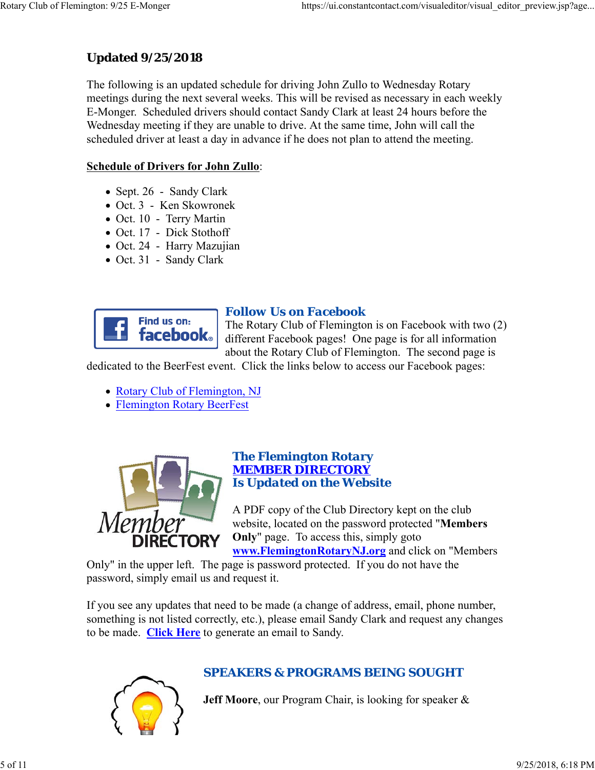### Updated 9/25/2018

The following is an updated schedule for driving John Zullo to Wednesday Rotary meetings during the next several weeks. This will be revised as necessary in each weekly E-Monger. Scheduled drivers should contact Sandy Clark at least 24 hours before the Wednesday meeting if they are unable to drive. At the same time, John will call the scheduled driver at least a day in advance if he does not plan to attend the meeting.

**Schedule of Drivers for John Zullo**:

- Sept. 26 - Sandy Clark
- Oct. 3 - Ken Skowronek
- Oct. 10 - Terry Martin
- Oct. 17 - Dick Stothoff
- Oct. 24 - Harry Mazujian
- Oct. 31 - Sandy Clark

## Follow Us on Facebook

The Rotary Club of Flemington is on Facebook with two (2) different Facebook pages! One page is for all information about the Rotary Club of Flemington. The second page is dedicated to the BeerFest event. Click the links below to access our Facebook pages:

- Rotary Club of Flemington, NJ
- Flemington Rotary BeerFest

## The Flemington Rotary MEMBER DIRECTORY Is Updated on the Website

A PDF copy of the Club Directory kept on the club website, located on the password protected "**Members Only**" page. To access this, simply goto **www.FlemingtonRotaryNJ.org** and click on "Members Only" in the upper left. The page is password protected. If you do not have the password, simply email us and request it.

If you see any updates that need to be made (a change of address, email, phone number, something is not listed correctly, etc.), please email Sandy Clark and request any changes to be made. **Click Here** to generate an email to Sandy.

## SPEAKERS & PROGRAMS BEING SOUGHT

**Jeff Moore**, our Program Chair, is looking for speaker &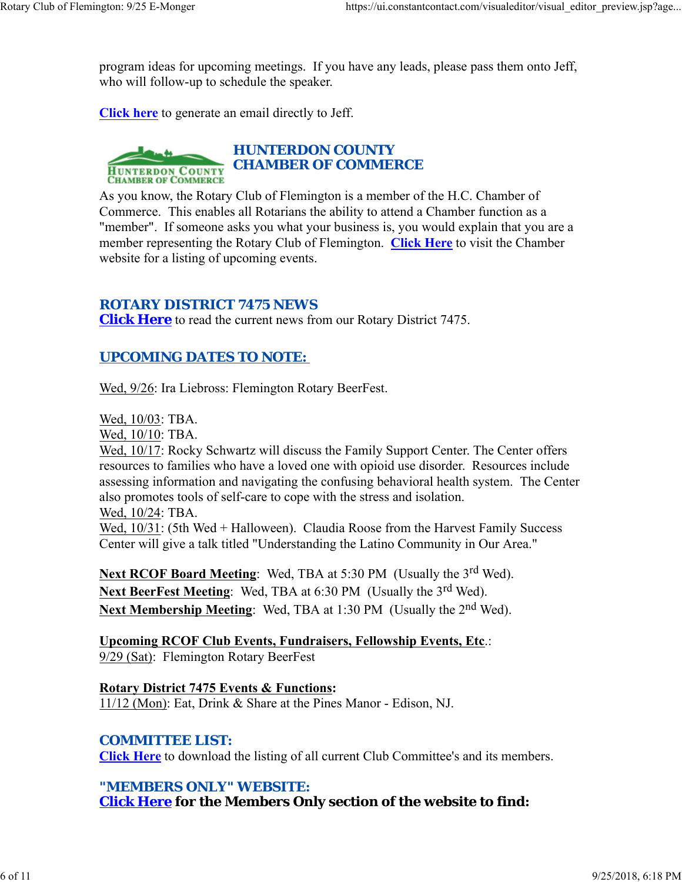program ideas for upcoming meetings. If you have any leads, please pass them onto Jeff, who will follow-up to schedule the speaker.

**Click here** to generate an email directly to Jeff.

## HUNTERDON COUNTY CHAMBER OF COMMERCE

As you know, the Rotary Club of Flemington is a member of the H.C. Chamber of Commerce. This enables all Rotarians the ability to attend a Chamber function as a "member". If someone asks you what your business is, you would explain that you are a member representing the Rotary Club of Flemington. **Click Here** to visit the Chamber website for a listing of upcoming events.

## ROTARY DISTRICT 7475 NEWS

**Click Here** to read the current news from our Rotary District 7475.

## UPCOMING DATES TO NOTE:

Wed, 9/26: Ira Liebross: Flemington Rotary BeerFest.

Wed, 10/03: TBA.
Wed, 10/10: TBA.
Wed, 10/17: Rocky Schwartz will discuss the Family Support Center. The Center offers resources to families who have a loved one with opioid use disorder. Resources include assessing information and navigating the confusing behavioral health system. The Center also promotes tools of self-care to cope with the stress and isolation.
Wed, 10/24: TBA.
Wed, 10/31: (5th Wed + Halloween). Claudia Roose from the Harvest Family Success Center will give a talk titled "Understanding the Latino Community in Our Area."

**Next RCOF Board Meeting**: Wed, TBA at 5:30 PM (Usually the 3rd Wed).
**Next BeerFest Meeting**: Wed, TBA at 6:30 PM (Usually the 3rd Wed).
**Next Membership Meeting**: Wed, TBA at 1:30 PM (Usually the 2nd Wed).

**Upcoming RCOF Club Events, Fundraisers, Fellowship Events, Etc**.:
9/29 (Sat): Flemington Rotary BeerFest

**Rotary District 7475 Events & Functions:**
11/12 (Mon): Eat, Drink & Share at the Pines Manor - Edison, NJ.

## COMMITTEE LIST:

**Click Here** to download the listing of all current Club Committee's and its members.

## "MEMBERS ONLY" WEBSITE:

**Click Here for the Members Only section of the website to find:**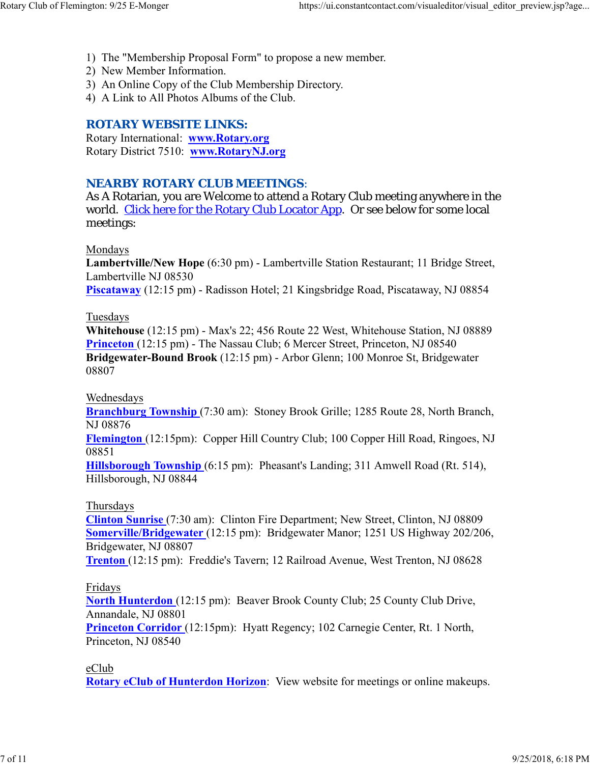1) The "Membership Proposal Form" to propose a new member.
2) New Member Information.
3) An Online Copy of the Club Membership Directory.
4) A Link to All Photos Albums of the Club.

## ROTARY WEBSITE LINKS:

Rotary International: **www.Rotary.org**
Rotary District 7510: **www.RotaryNJ.org**

## NEARBY ROTARY CLUB MEETINGS:

As A Rotarian, you are Welcome to attend a Rotary Club meeting anywhere in the world. Click here for the Rotary Club Locator App. Or see below for some local meetings:

Mondays
**Lambertville/New Hope** (6:30 pm) - Lambertville Station Restaurant; 11 Bridge Street, Lambertville NJ 08530
**Piscataway** (12:15 pm) - Radisson Hotel; 21 Kingsbridge Road, Piscataway, NJ 08854

Tuesdays
**Whitehouse** (12:15 pm) - Max's 22; 456 Route 22 West, Whitehouse Station, NJ 08889
**Princeton** (12:15 pm) - The Nassau Club; 6 Mercer Street, Princeton, NJ 08540
**Bridgewater-Bound Brook** (12:15 pm) - Arbor Glenn; 100 Monroe St, Bridgewater 08807

Wednesdays
**Branchburg Township** (7:30 am): Stoney Brook Grille; 1285 Route 28, North Branch, NJ 08876
**Flemington** (12:15pm): Copper Hill Country Club; 100 Copper Hill Road, Ringoes, NJ 08851
**Hillsborough Township** (6:15 pm): Pheasant's Landing; 311 Amwell Road (Rt. 514), Hillsborough, NJ 08844

Thursdays
**Clinton Sunrise** (7:30 am): Clinton Fire Department; New Street, Clinton, NJ 08809
**Somerville/Bridgewater** (12:15 pm): Bridgewater Manor; 1251 US Highway 202/206, Bridgewater, NJ 08807
**Trenton** (12:15 pm): Freddie's Tavern; 12 Railroad Avenue, West Trenton, NJ 08628

Fridays
**North Hunterdon** (12:15 pm): Beaver Brook County Club; 25 County Club Drive, Annandale, NJ 08801
**Princeton Corridor** (12:15pm): Hyatt Regency; 102 Carnegie Center, Rt. 1 North, Princeton, NJ 08540

eClub
**Rotary eClub of Hunterdon Horizon**: View website for meetings or online makeups.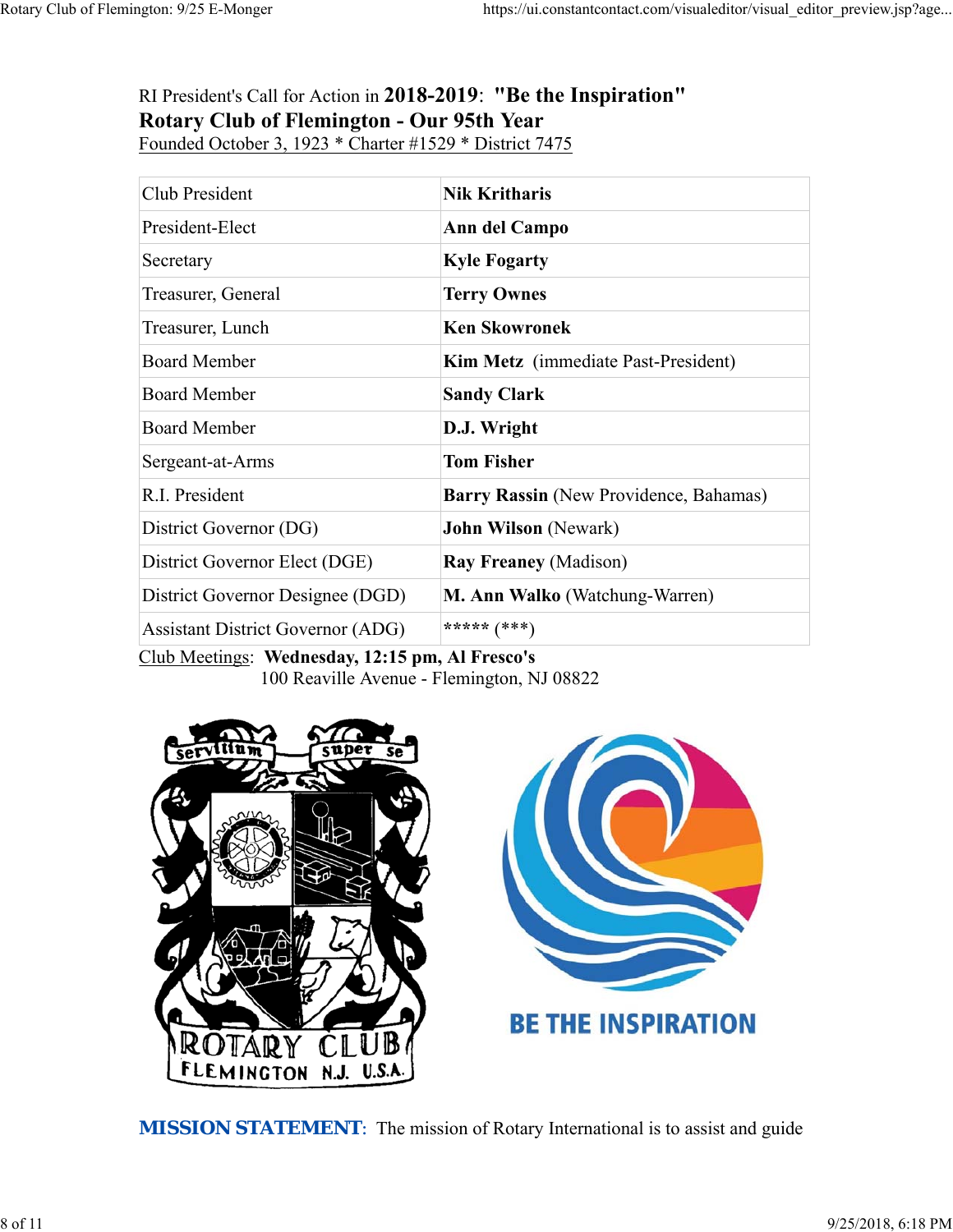RI President's Call for Action in **2018-2019**: **"Be the Inspiration"**
**Rotary Club of Flemington - Our 95th Year**
Founded October 3, 1923 * Charter #1529 * District 7475

| | |
|---|---|
| Club President | **Nik Kritharis** |
| President-Elect | **Ann del Campo** |
| Secretary | **Kyle Fogarty** |
| Treasurer, General | **Terry Ownes** |
| Treasurer, Lunch | **Ken Skowronek** |
| Board Member | **Kim Metz** (immediate Past-President) |
| Board Member | **Sandy Clark** |
| Board Member | **D.J. Wright** |
| Sergeant-at-Arms | **Tom Fisher** |
| R.I. President | **Barry Rassin** (New Providence, Bahamas) |
| District Governor (DG) | **John Wilson** (Newark) |
| District Governor Elect (DGE) | **Ray Freaney** (Madison) |
| District Governor Designee (DGD) | **M. Ann Walko** (Watchung-Warren) |
| Assistant District Governor (ADG) | ***** (***) |

Club Meetings: **Wednesday, 12:15 pm, Al Fresco's**
100 Reaville Avenue - Flemington, NJ 08822

**MISSION STATEMENT**: The mission of Rotary International is to assist and guide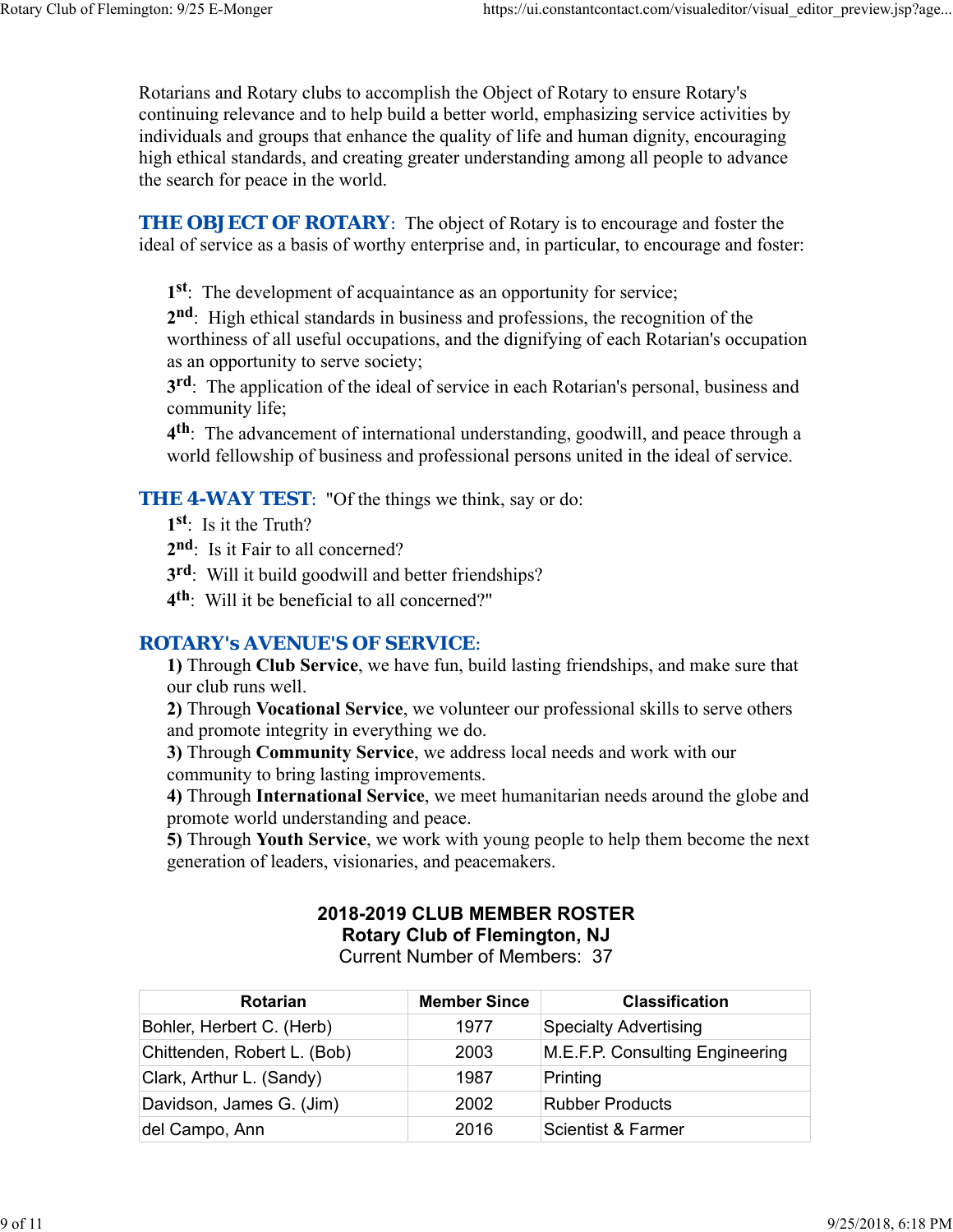Rotarians and Rotary clubs to accomplish the Object of Rotary to ensure Rotary's continuing relevance and to help build a better world, emphasizing service activities by individuals and groups that enhance the quality of life and human dignity, encouraging high ethical standards, and creating greater understanding among all people to advance the search for peace in the world.

**THE OBJECT OF ROTARY**: The object of Rotary is to encourage and foster the ideal of service as a basis of worthy enterprise and, in particular, to encourage and foster:

> **1st**: The development of acquaintance as an opportunity for service;
> **2nd**: High ethical standards in business and professions, the recognition of the worthiness of all useful occupations, and the dignifying of each Rotarian's occupation as an opportunity to serve society;
> **3rd**: The application of the ideal of service in each Rotarian's personal, business and community life;
> **4th**: The advancement of international understanding, goodwill, and peace through a world fellowship of business and professional persons united in the ideal of service.

**THE 4-WAY TEST**: "Of the things we think, say or do:

> **1st**: Is it the Truth?
> **2nd**: Is it Fair to all concerned?
> **3rd**: Will it build goodwill and better friendships?
> **4th**: Will it be beneficial to all concerned?"

**ROTARY's AVENUE'S OF SERVICE**:

> **1)** Through **Club Service**, we have fun, build lasting friendships, and make sure that our club runs well.
> **2)** Through **Vocational Service**, we volunteer our professional skills to serve others and promote integrity in everything we do.
> **3)** Through **Community Service**, we address local needs and work with our community to bring lasting improvements.
> **4)** Through **International Service**, we meet humanitarian needs around the globe and promote world understanding and peace.
> **5)** Through **Youth Service**, we work with young people to help them become the next generation of leaders, visionaries, and peacemakers.

**2018-2019 CLUB MEMBER ROSTER**
**Rotary Club of Flemington, NJ**
Current Number of Members: 37

| Rotarian | Member Since | Classification |
|---|---|---|
| Bohler, Herbert C. (Herb) | 1977 | Specialty Advertising |
| Chittenden, Robert L. (Bob) | 2003 | M.E.F.P. Consulting Engineering |
| Clark, Arthur L. (Sandy) | 1987 | Printing |
| Davidson, James G. (Jim) | 2002 | Rubber Products |
| del Campo, Ann | 2016 | Scientist & Farmer |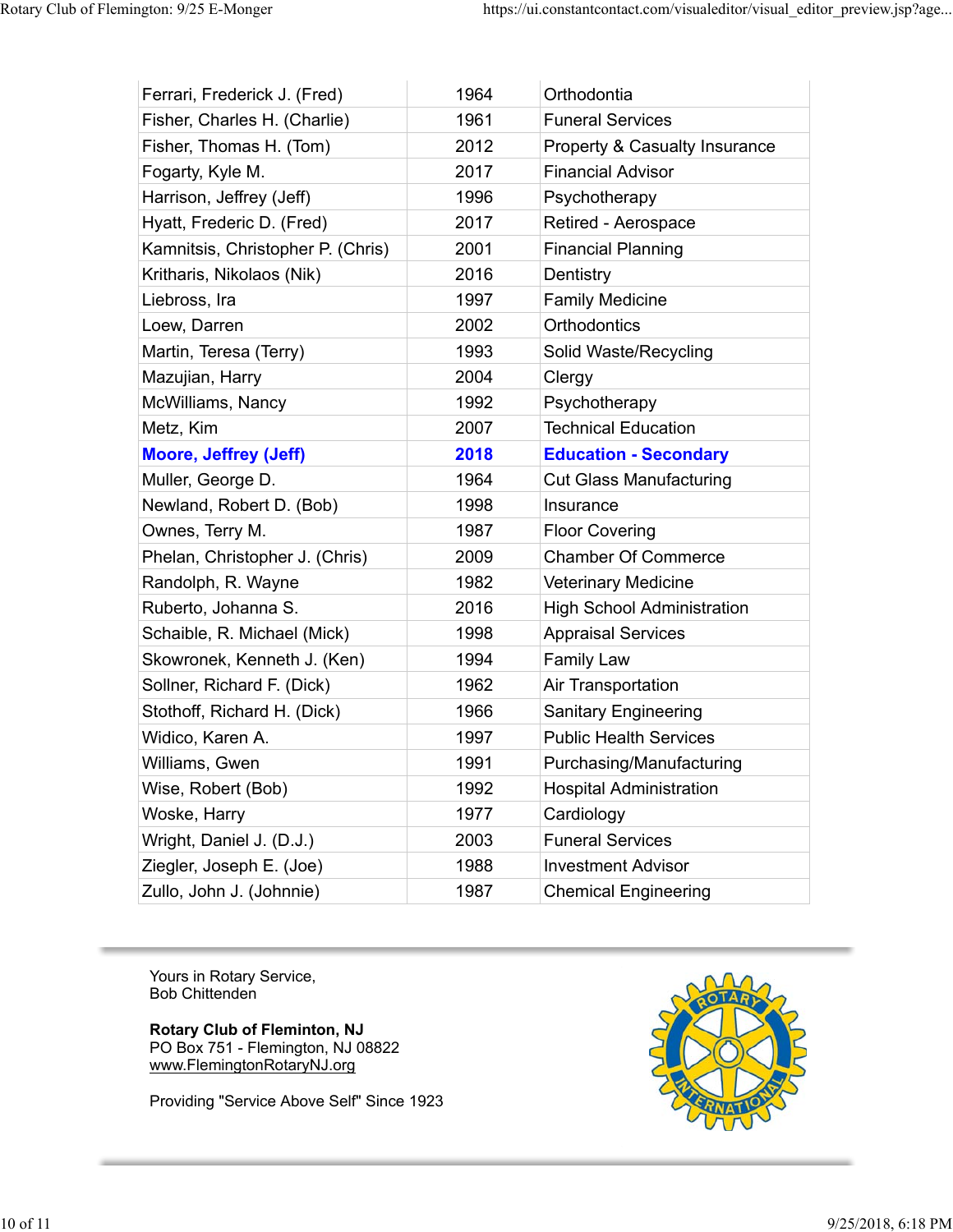| | | |
|---|---|---|
| Ferrari, Frederick J. (Fred) | 1964 | Orthodontia |
| Fisher, Charles H. (Charlie) | 1961 | Funeral Services |
| Fisher, Thomas H. (Tom) | 2012 | Property & Casualty Insurance |
| Fogarty, Kyle M. | 2017 | Financial Advisor |
| Harrison, Jeffrey (Jeff) | 1996 | Psychotherapy |
| Hyatt, Frederic D. (Fred) | 2017 | Retired - Aerospace |
| Kamnitsis, Christopher P. (Chris) | 2001 | Financial Planning |
| Kritharis, Nikolaos (Nik) | 2016 | Dentistry |
| Liebross, Ira | 1997 | Family Medicine |
| Loew, Darren | 2002 | Orthodontics |
| Martin, Teresa (Terry) | 1993 | Solid Waste/Recycling |
| Mazujian, Harry | 2004 | Clergy |
| McWilliams, Nancy | 1992 | Psychotherapy |
| Metz, Kim | 2007 | Technical Education |
| **Moore, Jeffrey (Jeff)** | **2018** | **Education - Secondary** |
| Muller, George D. | 1964 | Cut Glass Manufacturing |
| Newland, Robert D. (Bob) | 1998 | Insurance |
| Ownes, Terry M. | 1987 | Floor Covering |
| Phelan, Christopher J. (Chris) | 2009 | Chamber Of Commerce |
| Randolph, R. Wayne | 1982 | Veterinary Medicine |
| Ruberto, Johanna S. | 2016 | High School Administration |
| Schaible, R. Michael (Mick) | 1998 | Appraisal Services |
| Skowronek, Kenneth J. (Ken) | 1994 | Family Law |
| Sollner, Richard F. (Dick) | 1962 | Air Transportation |
| Stothoff, Richard H. (Dick) | 1966 | Sanitary Engineering |
| Widico, Karen A. | 1997 | Public Health Services |
| Williams, Gwen | 1991 | Purchasing/Manufacturing |
| Wise, Robert (Bob) | 1992 | Hospital Administration |
| Woske, Harry | 1977 | Cardiology |
| Wright, Daniel J. (D.J.) | 2003 | Funeral Services |
| Ziegler, Joseph E. (Joe) | 1988 | Investment Advisor |
| Zullo, John J. (Johnnie) | 1987 | Chemical Engineering |

Yours in Rotary Service,
Bob Chittenden

**Rotary Club of Fleminton, NJ**
PO Box 751 - Flemington, NJ 08822
www.FlemingtonRotaryNJ.org

Providing "Service Above Self" Since 1923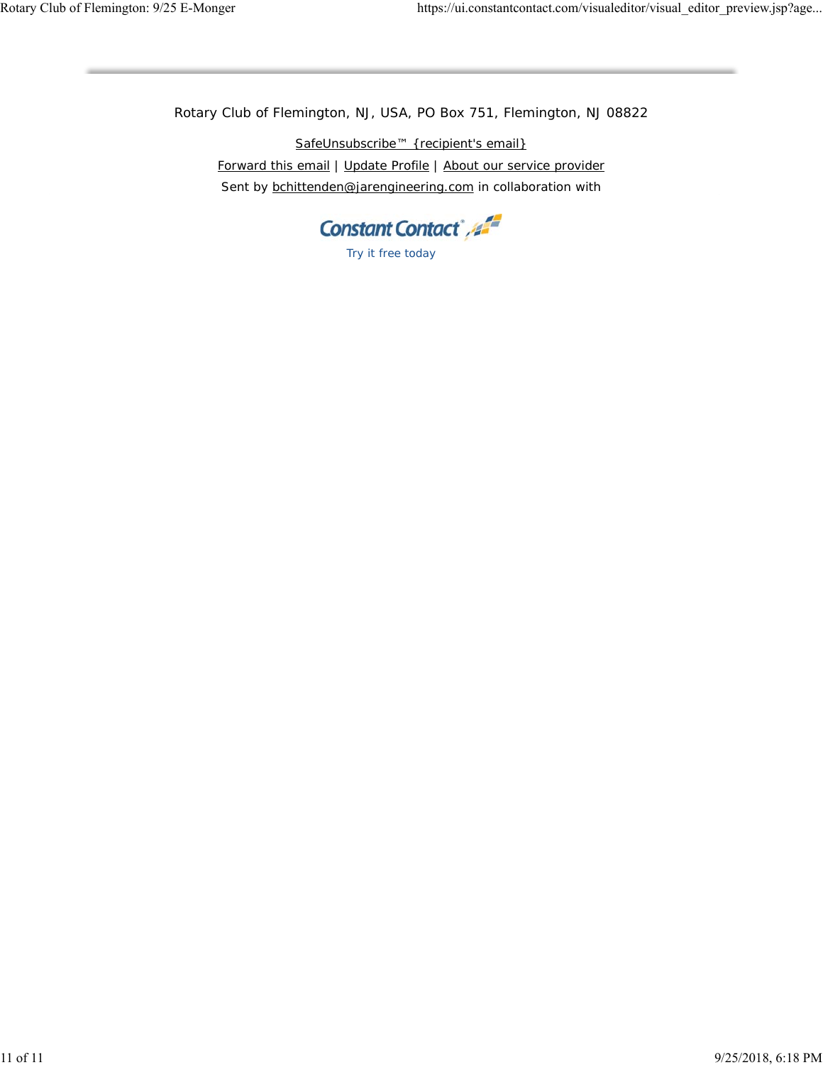---

Rotary Club of Flemington, NJ, USA, PO Box 751, Flemington, NJ 08822

SafeUnsubscribe™ {recipient's email}

Forward this email | Update Profile | About our service provider

Sent by bchittenden@jarengineering.com in collaboration with

Constant Contact

Try it free today